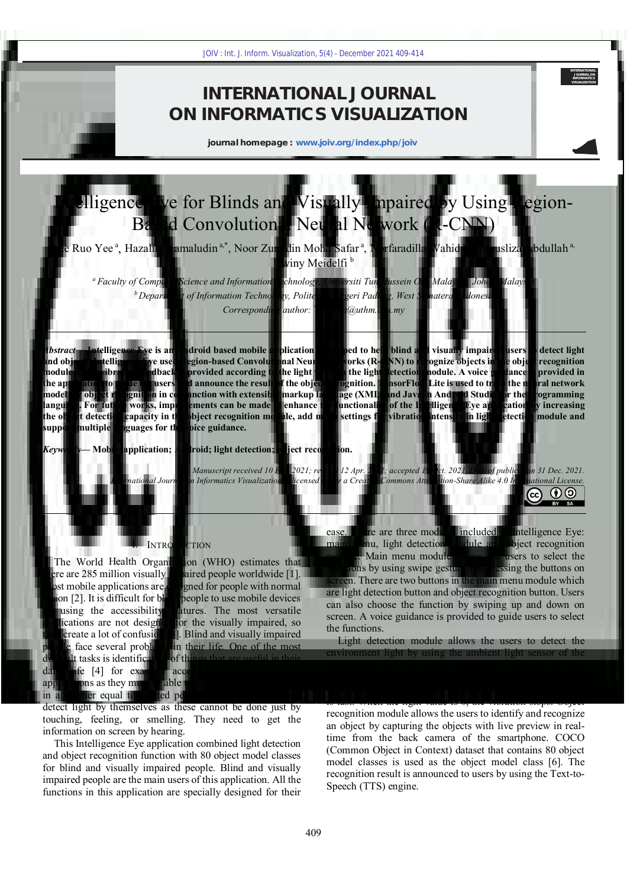# Intelligence Eye for Blinds and Visually Impaired by Using Region-Based Convolutional Neural Network (R-CNN)

Jie Ruo Yee [a], Hazalila Kamaludin [a,*], Noor Zuraidin Mohd Safar [a], Norfaradilla Wahid [a], Noryusliza Abdullah [a], Dwiny Meidelfi [b]

[a] *Faculty of Computer Science and Information Technology, Universiti Tun Hussein Onn Malaysia, Johor, Malaysia*
[b] *Department of Information Technology, Politeknik Negeri Padang, West Sumatera, Indonesia*
*Corresponding author: \*hazalila@uthm.edu.my*

***Abstract*— Intelligence Eye is an Android based mobile application developed to help blind and visually impaired users to detect light and objects. Intelligence Eye used Region-based Convolutional Neural Networks (R-CNN) to recognize objects in the object recognition module and a vibration feedback is provided according to the light value in the light detection module. A voice guidance is provided in the application to guide the users and announce the result of the object recognition. TensorFlow Lite is used to train the neural network model for object recognition in conjunction with extensible markup language (XML) and Java in Android Studio for the programming language. For future works, improvements can be made to enhance the functionality of the Intelligence Eye application by increasing the object detection capacity in the object recognition module, add more settings for vibration intensity in light detection module and support multiple languages for the voice guidance.**

***Keywords*— Mobile application; Android; light detection; object recognition.**

*Manuscript received 10 Feb. 2021; revised 12 Apr. 2021; accepted 15 Oct. 2021. Date of publication 31 Dec. 2021. International Journal on Informatics Visualization is licensed under a Creative Commons Attribution-ShareAlike 4.0 International License.*

## I. INTRODUCTION

The World Health Organization (WHO) estimates that there are 285 million visually impaired people worldwide [1]. Most mobile applications are designed for people with normal vision [2]. It is difficult for blind people to use mobile devices by using the accessibility features. The most versatile applications are not designed for the visually impaired, so they create a lot of confusion [3]. Blind and visually impaired people face several problems in their life. One of the most difficult tasks is identification of things that are useful in their daily life [4] for example ... acc... applications as they m... able ... in a ... er equal t... ed p... detect light by themselves as these cannot be done just by touching, feeling, or smelling. They need to get the information on screen by hearing.

This Intelligence Eye application combined light detection and object recognition function with 80 object model classes for blind and visually impaired people. Blind and visually impaired people are the main users of this application. All the functions in this application are specially designed for their ease. There are three modules included in Intelligence Eye: main menu, light detection module and object recognition module. Main menu module allows the users to select the functions by using swipe gestures or pressing the buttons on screen. There are two buttons in the main menu module which are light detection button and object recognition button. Users can also choose the function by swiping up and down on screen. A voice guidance is provided to guide users to select the functions.

Light detection module allows the users to detect the environment light by using the ambient light sensor of the ... is lost. When the light value is 0, the vibration stops. Object recognition module allows the users to identify and recognize an object by capturing the objects with live preview in real-time from the back camera of the smartphone. COCO (Common Object in Context) dataset that contains 80 object model classes is used as the object model class [6]. The recognition result is announced to users by using the Text-to-Speech (TTS) engine.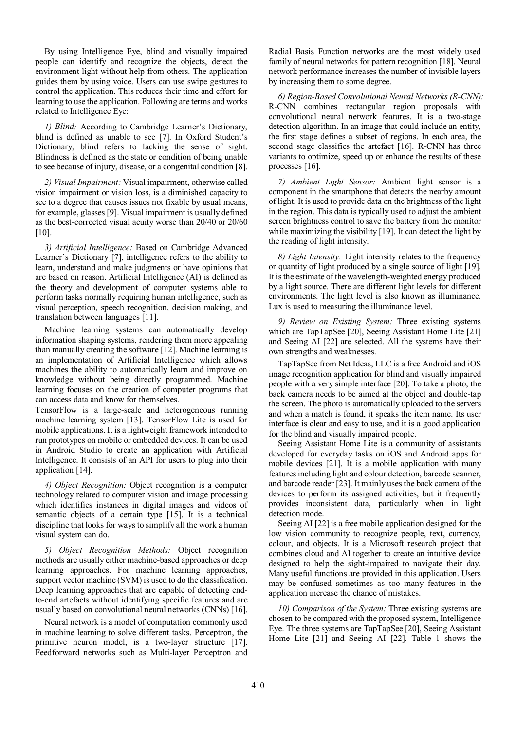By using Intelligence Eye, blind and visually impaired people can identify and recognize the objects, detect the environment light without help from others. The application guides them by using voice. Users can use swipe gestures to control the application. This reduces their time and effort for learning to use the application. Following are terms and works related to Intelligence Eye:

*1) Blind:* According to Cambridge Learner's Dictionary, blind is defined as unable to see [7]. In Oxford Student's Dictionary, blind refers to lacking the sense of sight. Blindness is defined as the state or condition of being unable to see because of injury, disease, or a congenital condition [8].

*2) Visual Impairment:* Visual impairment, otherwise called vision impairment or vision loss, is a diminished capacity to see to a degree that causes issues not fixable by usual means, for example, glasses [9]. Visual impairment is usually defined as the best-corrected visual acuity worse than 20/40 or 20/60 [10].

*3) Artificial Intelligence:* Based on Cambridge Advanced Learner's Dictionary [7], intelligence refers to the ability to learn, understand and make judgments or have opinions that are based on reason. Artificial Intelligence (AI) is defined as the theory and development of computer systems able to perform tasks normally requiring human intelligence, such as visual perception, speech recognition, decision making, and translation between languages [11].

Machine learning systems can automatically develop information shaping systems, rendering them more appealing than manually creating the software [12]. Machine learning is an implementation of Artificial Intelligence which allows machines the ability to automatically learn and improve on knowledge without being directly programmed. Machine learning focuses on the creation of computer programs that can access data and know for themselves.

TensorFlow is a large-scale and heterogeneous running machine learning system [13]. TensorFlow Lite is used for mobile applications. It is a lightweight framework intended to run prototypes on mobile or embedded devices. It can be used in Android Studio to create an application with Artificial Intelligence. It consists of an API for users to plug into their application [14].

*4) Object Recognition:* Object recognition is a computer technology related to computer vision and image processing which identifies instances in digital images and videos of semantic objects of a certain type [15]. It is a technical discipline that looks for ways to simplify all the work a human visual system can do.

*5) Object Recognition Methods:* Object recognition methods are usually either machine-based approaches or deep learning approaches. For machine learning approaches, support vector machine (SVM) is used to do the classification. Deep learning approaches that are capable of detecting end-to-end artefacts without identifying specific features and are usually based on convolutional neural networks (CNNs) [16].

Neural network is a model of computation commonly used in machine learning to solve different tasks. Perceptron, the primitive neuron model, is a two-layer structure [17]. Feedforward networks such as Multi-layer Perceptron and Radial Basis Function networks are the most widely used family of neural networks for pattern recognition [18]. Neural network performance increases the number of invisible layers by increasing them to some degree.

*6) Region-Based Convolutional Neural Networks (R-CNN):* R-CNN combines rectangular region proposals with convolutional neural network features. It is a two-stage detection algorithm. In an image that could include an entity, the first stage defines a subset of regions. In each area, the second stage classifies the artefact [16]. R-CNN has three variants to optimize, speed up or enhance the results of these processes [16].

*7) Ambient Light Sensor:* Ambient light sensor is a component in the smartphone that detects the nearby amount of light. It is used to provide data on the brightness of the light in the region. This data is typically used to adjust the ambient screen brightness control to save the battery from the monitor while maximizing the visibility [19]. It can detect the light by the reading of light intensity.

*8) Light Intensity:* Light intensity relates to the frequency or quantity of light produced by a single source of light [19]. It is the estimate of the wavelength-weighted energy produced by a light source. There are different light levels for different environments. The light level is also known as illuminance. Lux is used to measuring the illuminance level.

*9) Review on Existing System:* Three existing systems which are TapTapSee [20], Seeing Assistant Home Lite [21] and Seeing AI [22] are selected. All the systems have their own strengths and weaknesses.

TapTapSee from Net Ideas, LLC is a free Android and iOS image recognition application for blind and visually impaired people with a very simple interface [20]. To take a photo, the back camera needs to be aimed at the object and double-tap the screen. The photo is automatically uploaded to the servers and when a match is found, it speaks the item name. Its user interface is clear and easy to use, and it is a good application for the blind and visually impaired people.

Seeing Assistant Home Lite is a community of assistants developed for everyday tasks on iOS and Android apps for mobile devices [21]. It is a mobile application with many features including light and colour detection, barcode scanner, and barcode reader [23]. It mainly uses the back camera of the devices to perform its assigned activities, but it frequently provides inconsistent data, particularly when in light detection mode.

Seeing AI [22] is a free mobile application designed for the low vision community to recognize people, text, currency, colour, and objects. It is a Microsoft research project that combines cloud and AI together to create an intuitive device designed to help the sight-impaired to navigate their day. Many useful functions are provided in this application. Users may be confused sometimes as too many features in the application increase the chance of mistakes.

*10) Comparison of the System:* Three existing systems are chosen to be compared with the proposed system, Intelligence Eye. The three systems are TapTapSee [20], Seeing Assistant Home Lite [21] and Seeing AI [22]. Table 1 shows the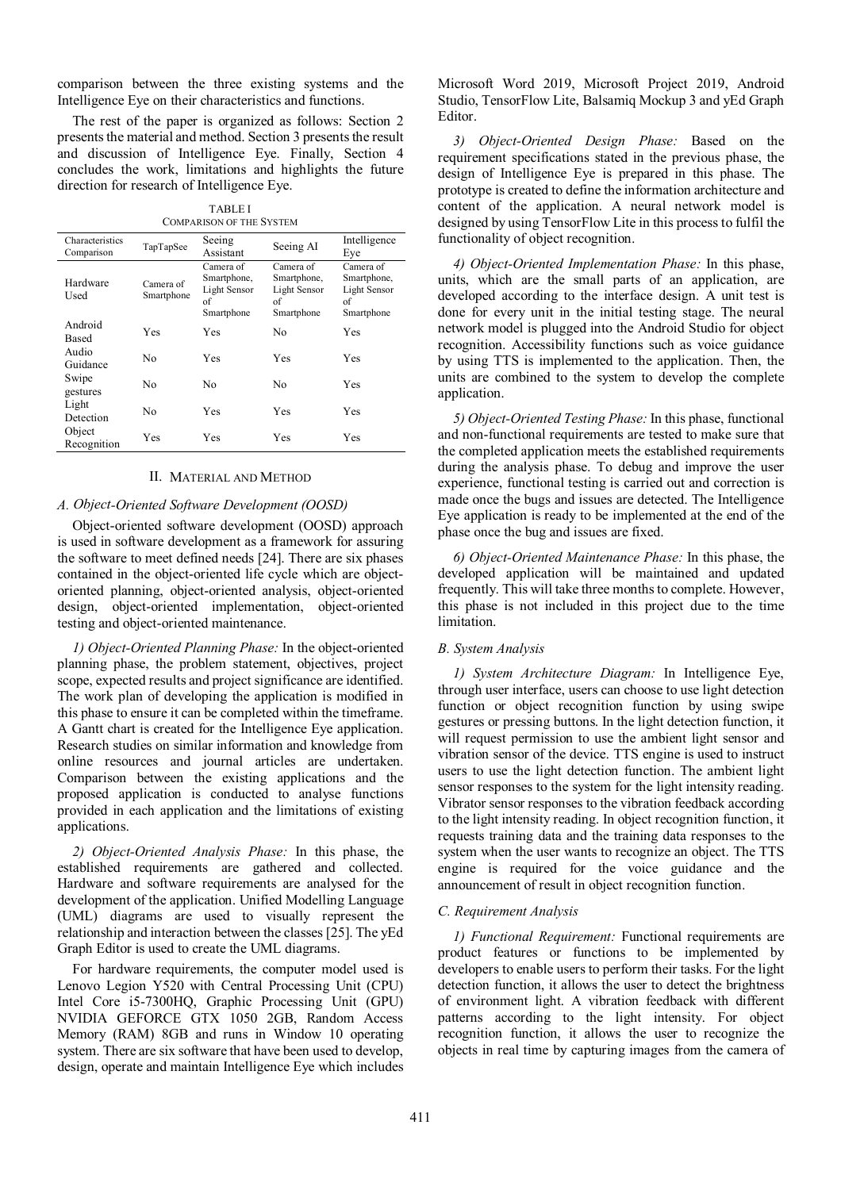comparison between the three existing systems and the Intelligence Eye on their characteristics and functions.

The rest of the paper is organized as follows: Section 2 presents the material and method. Section 3 presents the result and discussion of Intelligence Eye. Finally, Section 4 concludes the work, limitations and highlights the future direction for research of Intelligence Eye.

TABLE I
COMPARISON OF THE SYSTEM

| Characteristics Comparison | TapTapSee | Seeing Assistant | Seeing AI | Intelligence Eye |
|---|---|---|---|---|
| Hardware Used | Camera of Smartphone | Camera of Smartphone, Light Sensor of Smartphone | Camera of Smartphone, Light Sensor of Smartphone | Camera of Smartphone, Light Sensor of Smartphone |
| Android Based | Yes | Yes | No | Yes |
| Audio Guidance | No | Yes | Yes | Yes |
| Swipe gestures | No | No | No | Yes |
| Light Detection | No | Yes | Yes | Yes |
| Object Recognition | Yes | Yes | Yes | Yes |

## II. MATERIAL AND METHOD

### A. Object-Oriented Software Development (OOSD)

Object-oriented software development (OOSD) approach is used in software development as a framework for assuring the software to meet defined needs [24]. There are six phases contained in the object-oriented life cycle which are object-oriented planning, object-oriented analysis, object-oriented design, object-oriented implementation, object-oriented testing and object-oriented maintenance.

*1) Object-Oriented Planning Phase:* In the object-oriented planning phase, the problem statement, objectives, project scope, expected results and project significance are identified. The work plan of developing the application is modified in this phase to ensure it can be completed within the timeframe. A Gantt chart is created for the Intelligence Eye application. Research studies on similar information and knowledge from online resources and journal articles are undertaken. Comparison between the existing applications and the proposed application is conducted to analyse functions provided in each application and the limitations of existing applications.

*2) Object-Oriented Analysis Phase:* In this phase, the established requirements are gathered and collected. Hardware and software requirements are analysed for the development of the application. Unified Modelling Language (UML) diagrams are used to visually represent the relationship and interaction between the classes [25]. The yEd Graph Editor is used to create the UML diagrams.

For hardware requirements, the computer model used is Lenovo Legion Y520 with Central Processing Unit (CPU) Intel Core i5-7300HQ, Graphic Processing Unit (GPU) NVIDIA GEFORCE GTX 1050 2GB, Random Access Memory (RAM) 8GB and runs in Window 10 operating system. There are six software that have been used to develop, design, operate and maintain Intelligence Eye which includes Microsoft Word 2019, Microsoft Project 2019, Android Studio, TensorFlow Lite, Balsamiq Mockup 3 and yEd Graph Editor.

*3) Object-Oriented Design Phase:* Based on the requirement specifications stated in the previous phase, the design of Intelligence Eye is prepared in this phase. The prototype is created to define the information architecture and content of the application. A neural network model is designed by using TensorFlow Lite in this process to fulfil the functionality of object recognition.

*4) Object-Oriented Implementation Phase:* In this phase, units, which are the small parts of an application, are developed according to the interface design. A unit test is done for every unit in the initial testing stage. The neural network model is plugged into the Android Studio for object recognition. Accessibility functions such as voice guidance by using TTS is implemented to the application. Then, the units are combined to the system to develop the complete application.

*5) Object-Oriented Testing Phase:* In this phase, functional and non-functional requirements are tested to make sure that the completed application meets the established requirements during the analysis phase. To debug and improve the user experience, functional testing is carried out and correction is made once the bugs and issues are detected. The Intelligence Eye application is ready to be implemented at the end of the phase once the bug and issues are fixed.

*6) Object-Oriented Maintenance Phase:* In this phase, the developed application will be maintained and updated frequently. This will take three months to complete. However, this phase is not included in this project due to the time limitation.

### B. System Analysis

*1) System Architecture Diagram:* In Intelligence Eye, through user interface, users can choose to use light detection function or object recognition function by using swipe gestures or pressing buttons. In the light detection function, it will request permission to use the ambient light sensor and vibration sensor of the device. TTS engine is used to instruct users to use the light detection function. The ambient light sensor responses to the system for the light intensity reading. Vibrator sensor responses to the vibration feedback according to the light intensity reading. In object recognition function, it requests training data and the training data responses to the system when the user wants to recognize an object. The TTS engine is required for the voice guidance and the announcement of result in object recognition function.

### C. Requirement Analysis

*1) Functional Requirement:* Functional requirements are product features or functions to be implemented by developers to enable users to perform their tasks. For the light detection function, it allows the user to detect the brightness of environment light. A vibration feedback with different patterns according to the light intensity. For object recognition function, it allows the user to recognize the objects in real time by capturing images from the camera of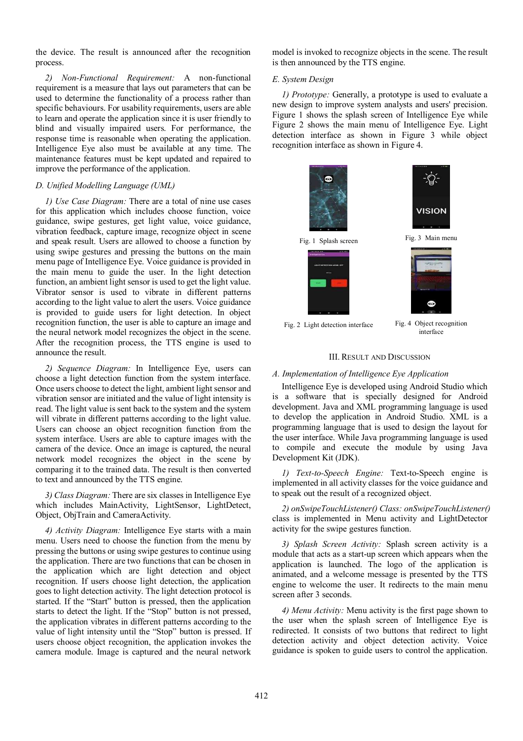the device. The result is announced after the recognition process.

*2) Non-Functional Requirement:* A non-functional requirement is a measure that lays out parameters that can be used to determine the functionality of a process rather than specific behaviours. For usability requirements, users are able to learn and operate the application since it is user friendly to blind and visually impaired users. For performance, the response time is reasonable when operating the application. Intelligence Eye also must be available at any time. The maintenance features must be kept updated and repaired to improve the performance of the application.

### *D. Unified Modelling Language (UML)*

*1) Use Case Diagram:* There are a total of nine use cases for this application which includes choose function, voice guidance, swipe gestures, get light value, voice guidance, vibration feedback, capture image, recognize object in scene and speak result. Users are allowed to choose a function by using swipe gestures and pressing the buttons on the main menu page of Intelligence Eye. Voice guidance is provided in the main menu to guide the user. In the light detection function, an ambient light sensor is used to get the light value. Vibrator sensor is used to vibrate in different patterns according to the light value to alert the users. Voice guidance is provided to guide users for light detection. In object recognition function, the user is able to capture an image and the neural network model recognizes the object in the scene. After the recognition process, the TTS engine is used to announce the result.

*2) Sequence Diagram:* In Intelligence Eye, users can choose a light detection function from the system interface. Once users choose to detect the light, ambient light sensor and vibration sensor are initiated and the value of light intensity is read. The light value is sent back to the system and the system will vibrate in different patterns according to the light value. Users can choose an object recognition function from the system interface. Users are able to capture images with the camera of the device. Once an image is captured, the neural network model recognizes the object in the scene by comparing it to the trained data. The result is then converted to text and announced by the TTS engine.

*3) Class Diagram:* There are six classes in Intelligence Eye which includes MainActivity, LightSensor, LightDetect, Object, ObjTrain and CameraActivity.

*4) Activity Diagram:* Intelligence Eye starts with a main menu. Users need to choose the function from the menu by pressing the buttons or using swipe gestures to continue using the application. There are two functions that can be chosen in the application which are light detection and object recognition. If users choose light detection, the application goes to light detection activity. The light detection protocol is started. If the "Start" button is pressed, then the application starts to detect the light. If the "Stop" button is not pressed, the application vibrates in different patterns according to the value of light intensity until the "Stop" button is pressed. If users choose object recognition, the application invokes the camera module. Image is captured and the neural network model is invoked to recognize objects in the scene. The result is then announced by the TTS engine.

### *E. System Design*

*1) Prototype:* Generally, a prototype is used to evaluate a new design to improve system analysts and users' precision. Figure 1 shows the splash screen of Intelligence Eye while Figure 2 shows the main menu of Intelligence Eye. Light detection interface as shown in Figure 3 while object recognition interface as shown in Figure 4.

Fig. 1 Splash screen

Fig. 3 Main menu

Fig. 2 Light detection interface

Fig. 4 Object recognition interface

## III. Result and Discussion

### *A. Implementation of Intelligence Eye Application*

Intelligence Eye is developed using Android Studio which is a software that is specially designed for Android development. Java and XML programming language is used to develop the application in Android Studio. XML is a programming language that is used to design the layout for the user interface. While Java programming language is used to compile and execute the module by using Java Development Kit (JDK).

*1) Text-to-Speech Engine:* Text-to-Speech engine is implemented in all activity classes for the voice guidance and to speak out the result of a recognized object.

*2) onSwipeTouchListener() Class:* onSwipeTouchListener() class is implemented in Menu activity and LightDetector activity for the swipe gestures function.

*3) Splash Screen Activity:* Splash screen activity is a module that acts as a start-up screen which appears when the application is launched. The logo of the application is animated, and a welcome message is presented by the TTS engine to welcome the user. It redirects to the main menu screen after 3 seconds.

*4) Menu Activity:* Menu activity is the first page shown to the user when the splash screen of Intelligence Eye is redirected. It consists of two buttons that redirect to light detection activity and object detection activity. Voice guidance is spoken to guide users to control the application.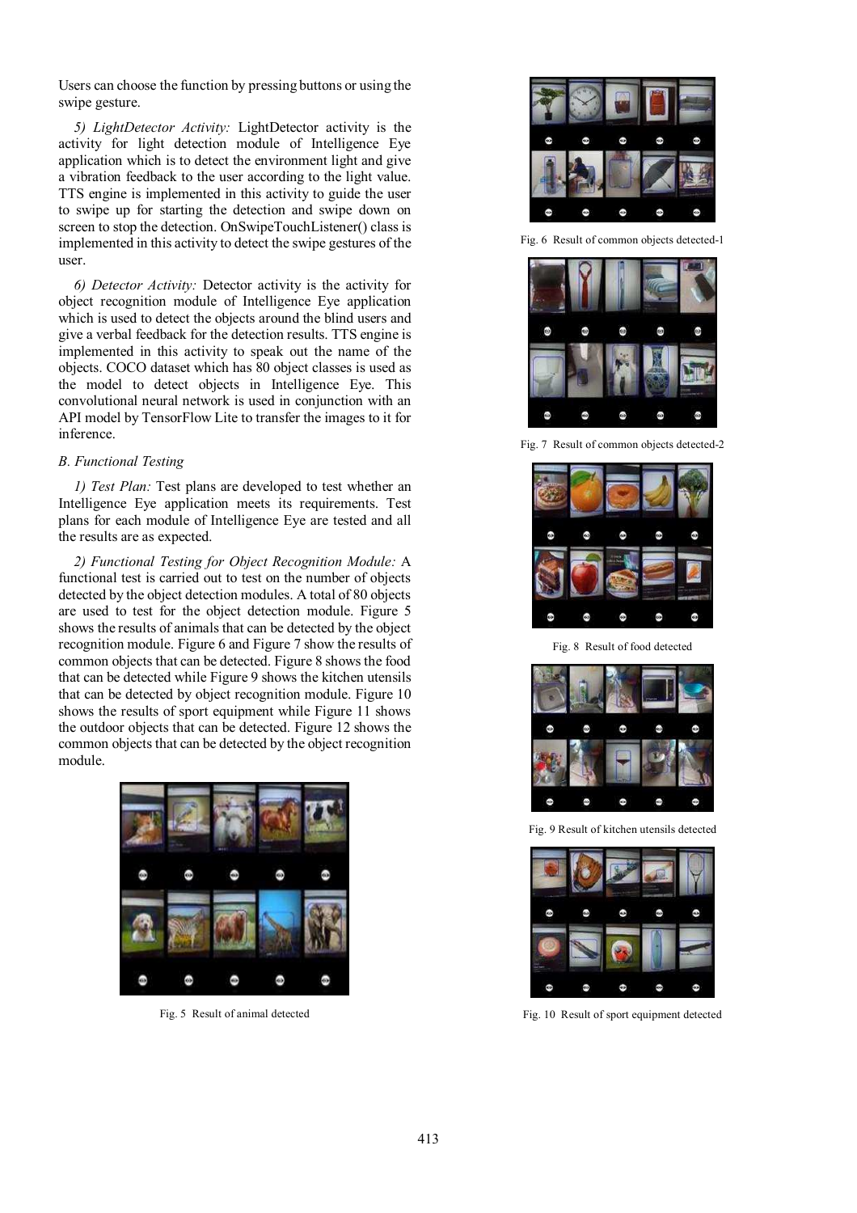Users can choose the function by pressing buttons or using the swipe gesture.

*5) LightDetector Activity:* LightDetector activity is the activity for light detection module of Intelligence Eye application which is to detect the environment light and give a vibration feedback to the user according to the light value. TTS engine is implemented in this activity to guide the user to swipe up for starting the detection and swipe down on screen to stop the detection. OnSwipeTouchListener() class is implemented in this activity to detect the swipe gestures of the user.

*6) Detector Activity:* Detector activity is the activity for object recognition module of Intelligence Eye application which is used to detect the objects around the blind users and give a verbal feedback for the detection results. TTS engine is implemented in this activity to speak out the name of the objects. COCO dataset which has 80 object classes is used as the model to detect objects in Intelligence Eye. This convolutional neural network is used in conjunction with an API model by TensorFlow Lite to transfer the images to it for inference.

### *B. Functional Testing*

*1) Test Plan:* Test plans are developed to test whether an Intelligence Eye application meets its requirements. Test plans for each module of Intelligence Eye are tested and all the results are as expected.

*2) Functional Testing for Object Recognition Module:* A functional test is carried out to test on the number of objects detected by the object detection modules. A total of 80 objects are used to test for the object detection module. Figure 5 shows the results of animals that can be detected by the object recognition module. Figure 6 and Figure 7 show the results of common objects that can be detected. Figure 8 shows the food that can be detected while Figure 9 shows the kitchen utensils that can be detected by object recognition module. Figure 10 shows the results of sport equipment while Figure 11 shows the outdoor objects that can be detected. Figure 12 shows the common objects that can be detected by the object recognition module.

Fig. 5 Result of animal detected

Fig. 6 Result of common objects detected-1

Fig. 7 Result of common objects detected-2

Fig. 8 Result of food detected

Fig. 9 Result of kitchen utensils detected

Fig. 10 Result of sport equipment detected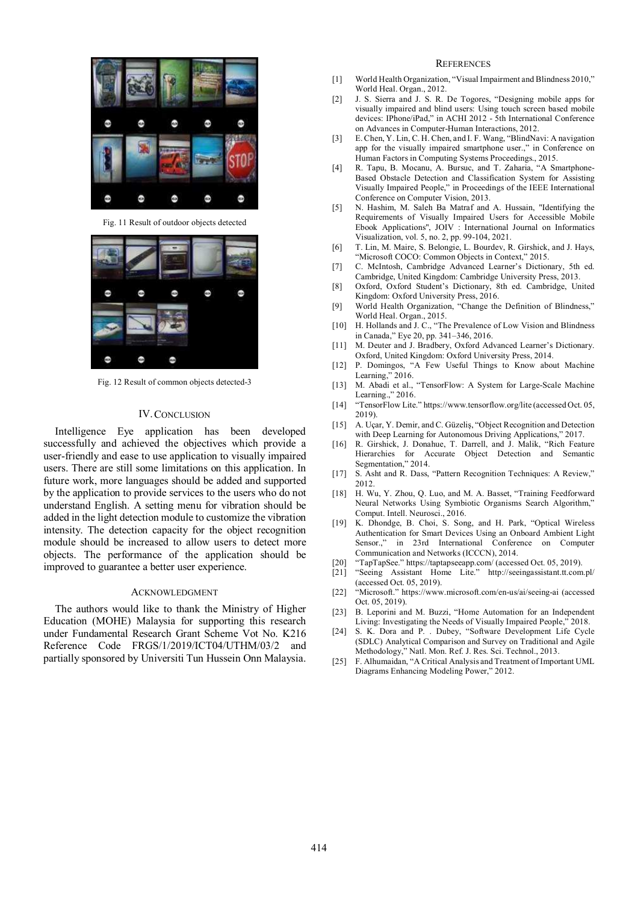Fig. 11 Result of outdoor objects detected

Fig. 12 Result of common objects detected-3

## IV. Conclusion

Intelligence Eye application has been developed successfully and achieved the objectives which provide a user-friendly and ease to use application to visually impaired users. There are still some limitations on this application. In future work, more languages should be added and supported by the application to provide services to the users who do not understand English. A setting menu for vibration should be added in the light detection module to customize the vibration intensity. The detection capacity for the object recognition module should be increased to allow users to detect more objects. The performance of the application should be improved to guarantee a better user experience.

## Acknowledgment

The authors would like to thank the Ministry of Higher Education (MOHE) Malaysia for supporting this research under Fundamental Research Grant Scheme Vot No. K216 Reference Code FRGS/1/2019/ICT04/UTHM/03/2 and partially sponsored by Universiti Tun Hussein Onn Malaysia.

## References

[1] World Health Organization, "Visual Impairment and Blindness 2010," World Heal. Organ., 2012.

[2] J. S. Sierra and J. S. R. De Togores, "Designing mobile apps for visually impaired and blind users: Using touch screen based mobile devices: IPhone/iPad," in ACHI 2012 - 5th International Conference on Advances in Computer-Human Interactions, 2012.

[3] E. Chen, Y. Lin, C. H. Chen, and I. F. Wang, "BlindNavi: A navigation app for the visually impaired smartphone user.," in Conference on Human Factors in Computing Systems Proceedings., 2015.

[4] R. Tapu, B. Mocanu, A. Bursuc, and T. Zaharia, "A Smartphone-Based Obstacle Detection and Classification System for Assisting Visually Impaired People," in Proceedings of the IEEE International Conference on Computer Vision, 2013.

[5] N. Hashim, M. Saleh Ba Matraf and A. Hussain, "Identifying the Requirements of Visually Impaired Users for Accessible Mobile Ebook Applications", JOIV : International Journal on Informatics Visualization, vol. 5, no. 2, pp. 99-104, 2021.

[6] T. Lin, M. Maire, S. Belongie, L. Bourdev, R. Girshick, and J. Hays, "Microsoft COCO: Common Objects in Context," 2015.

[7] C. McIntosh, Cambridge Advanced Learner's Dictionary, 5th ed. Cambridge, United Kingdom: Cambridge University Press, 2013.

[8] Oxford, Oxford Student's Dictionary, 8th ed. Cambridge, United Kingdom: Oxford University Press, 2016.

[9] World Health Organization, "Change the Definition of Blindness," World Heal. Organ., 2015.

[10] H. Hollands and J. C., "The Prevalence of Low Vision and Blindness in Canada," Eye 20, pp. 341–346, 2016.

[11] M. Deuter and J. Bradbery, Oxford Advanced Learner's Dictionary. Oxford, United Kingdom: Oxford University Press, 2014.

[12] P. Domingos, "A Few Useful Things to Know about Machine Learning," 2016.

[13] M. Abadi et al., "TensorFlow: A System for Large-Scale Machine Learning.," 2016.

[14] "TensorFlow Lite." https://www.tensorflow.org/lite (accessed Oct. 05, 2019).

[15] A. Uçar, Y. Demir, and C. Güzeliş, "Object Recognition and Detection with Deep Learning for Autonomous Driving Applications," 2017.

[16] R. Girshick, J. Donahue, T. Darrell, and J. Malik, "Rich Feature Hierarchies for Accurate Object Detection and Semantic Segmentation," 2014.

[17] S. Asht and R. Dass, "Pattern Recognition Techniques: A Review," 2012.

[18] H. Wu, Y. Zhou, Q. Luo, and M. A. Basset, "Training Feedforward Neural Networks Using Symbiotic Organisms Search Algorithm," Comput. Intell. Neurosci., 2016.

[19] K. Dhondge, B. Choi, S. Song, and H. Park, "Optical Wireless Authentication for Smart Devices Using an Onboard Ambient Light Sensor.," in 23rd International Conference on Computer Communication and Networks (ICCCN), 2014.

[20] "TapTapSee." https://taptapseeapp.com/ (accessed Oct. 05, 2019).

[21] "Seeing Assistant Home Lite." http://seeingassistant.tt.com.pl/ (accessed Oct. 05, 2019).

[22] "Microsoft." https://www.microsoft.com/en-us/ai/seeing-ai (accessed Oct. 05, 2019).

[23] B. Leporini and M. Buzzi, "Home Automation for an Independent Living: Investigating the Needs of Visually Impaired People," 2018.

[24] S. K. Dora and P. . Dubey, "Software Development Life Cycle (SDLC) Analytical Comparison and Survey on Traditional and Agile Methodology," Natl. Mon. Ref. J. Res. Sci. Technol., 2013.

[25] F. Alhumaidan, "A Critical Analysis and Treatment of Important UML Diagrams Enhancing Modeling Power," 2012.